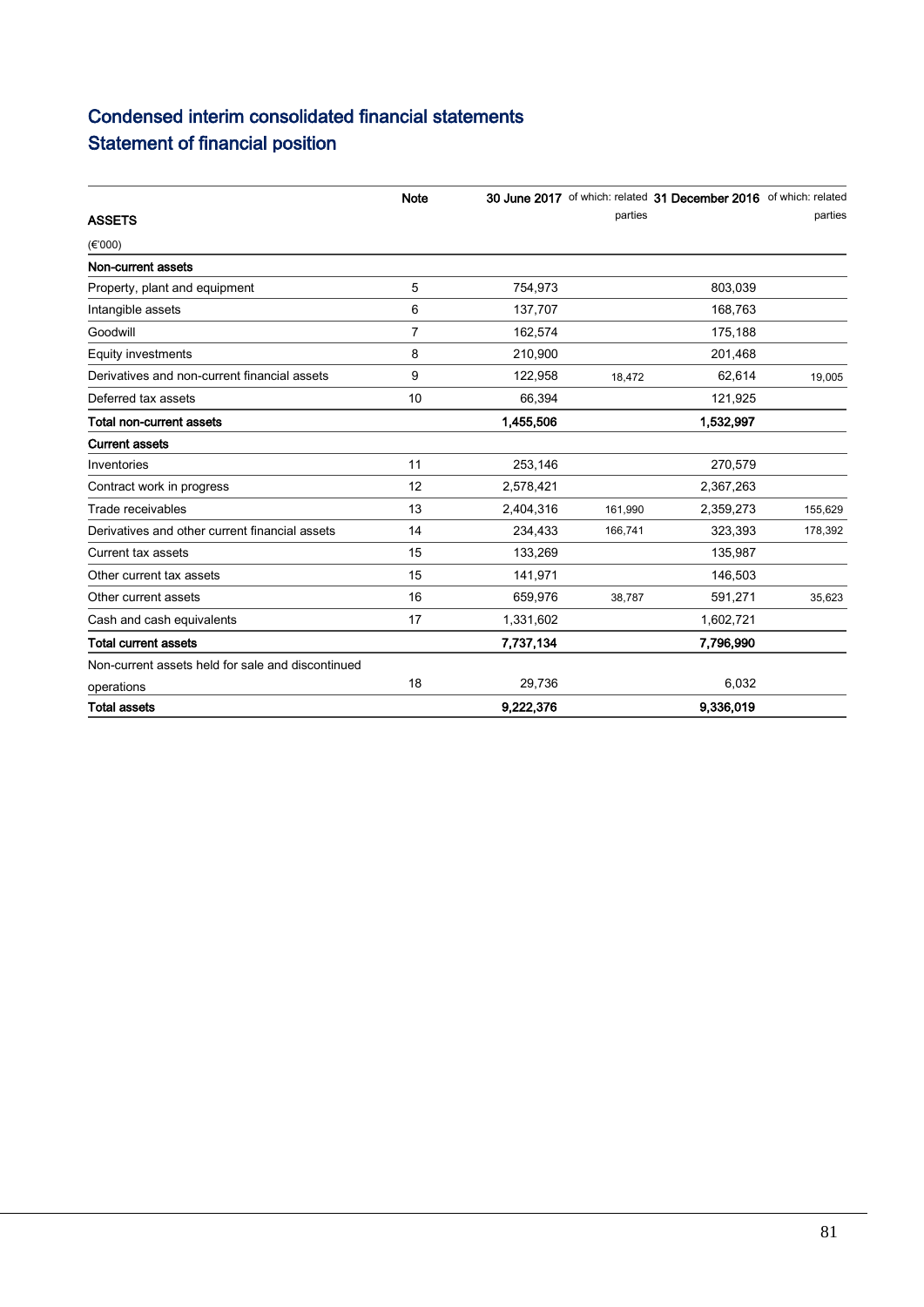# Condensed interim consolidated financial statements

## Statement of financial position

| ASSETS | Note | 30 June 2017 | of which: related parties | 31 December 2016 | of which: related parties |
|---|---|---|---|---|---|
| (€'000) | | | | | |
| **Non-current assets** | | | | | |
| Property, plant and equipment | 5 | 754,973 | | 803,039 | |
| Intangible assets | 6 | 137,707 | | 168,763 | |
| Goodwill | 7 | 162,574 | | 175,188 | |
| Equity investments | 8 | 210,900 | | 201,468 | |
| Derivatives and non-current financial assets | 9 | 122,958 | 18,472 | 62,614 | 19,005 |
| Deferred tax assets | 10 | 66,394 | | 121,925 | |
| **Total non-current assets** | | **1,455,506** | | **1,532,997** | |
| **Current assets** | | | | | |
| Inventories | 11 | 253,146 | | 270,579 | |
| Contract work in progress | 12 | 2,578,421 | | 2,367,263 | |
| Trade receivables | 13 | 2,404,316 | 161,990 | 2,359,273 | 155,629 |
| Derivatives and other current financial assets | 14 | 234,433 | 166,741 | 323,393 | 178,392 |
| Current tax assets | 15 | 133,269 | | 135,987 | |
| Other current tax assets | 15 | 141,971 | | 146,503 | |
| Other current assets | 16 | 659,976 | 38,787 | 591,271 | 35,623 |
| Cash and cash equivalents | 17 | 1,331,602 | | 1,602,721 | |
| **Total current assets** | | **7,737,134** | | **7,796,990** | |
| Non-current assets held for sale and discontinued operations | 18 | 29,736 | | 6,032 | |
| **Total assets** | | **9,222,376** | | **9,336,019** | |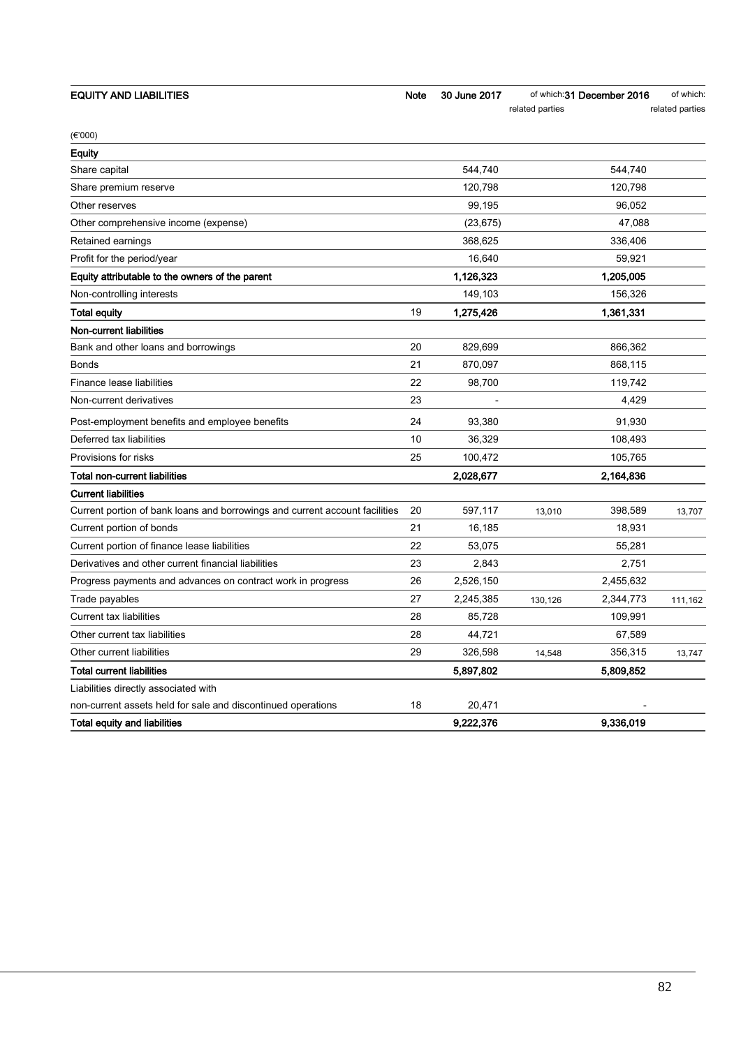| EQUITY AND LIABILITIES | Note | 30 June 2017 | of which: related parties | 31 December 2016 | of which: related parties |
|---|---|---|---|---|---|
| (€'000) | | | | | |
| **Equity** | | | | | |
| Share capital | | 544,740 | | 544,740 | |
| Share premium reserve | | 120,798 | | 120,798 | |
| Other reserves | | 99,195 | | 96,052 | |
| Other comprehensive income (expense) | | (23,675) | | 47,088 | |
| Retained earnings | | 368,625 | | 336,406 | |
| Profit for the period/year | | 16,640 | | 59,921 | |
| **Equity attributable to the owners of the parent** | | **1,126,323** | | **1,205,005** | |
| Non-controlling interests | | 149,103 | | 156,326 | |
| **Total equity** | 19 | **1,275,426** | | **1,361,331** | |
| **Non-current liabilities** | | | | | |
| Bank and other loans and borrowings | 20 | 829,699 | | 866,362 | |
| Bonds | 21 | 870,097 | | 868,115 | |
| Finance lease liabilities | 22 | 98,700 | | 119,742 | |
| Non-current derivatives | 23 | - | | 4,429 | |
| Post-employment benefits and employee benefits | 24 | 93,380 | | 91,930 | |
| Deferred tax liabilities | 10 | 36,329 | | 108,493 | |
| Provisions for risks | 25 | 100,472 | | 105,765 | |
| **Total non-current liabilities** | | **2,028,677** | | **2,164,836** | |
| **Current liabilities** | | | | | |
| Current portion of bank loans and borrowings and current account facilities | 20 | 597,117 | 13,010 | 398,589 | 13,707 |
| Current portion of bonds | 21 | 16,185 | | 18,931 | |
| Current portion of finance lease liabilities | 22 | 53,075 | | 55,281 | |
| Derivatives and other current financial liabilities | 23 | 2,843 | | 2,751 | |
| Progress payments and advances on contract work in progress | 26 | 2,526,150 | | 2,455,632 | |
| Trade payables | 27 | 2,245,385 | 130,126 | 2,344,773 | 111,162 |
| Current tax liabilities | 28 | 85,728 | | 109,991 | |
| Other current tax liabilities | 28 | 44,721 | | 67,589 | |
| Other current liabilities | 29 | 326,598 | 14,548 | 356,315 | 13,747 |
| **Total current liabilities** | | **5,897,802** | | **5,809,852** | |
| Liabilities directly associated with non-current assets held for sale and discontinued operations | 18 | 20,471 | | - | |
| **Total equity and liabilities** | | **9,222,376** | | **9,336,019** | |